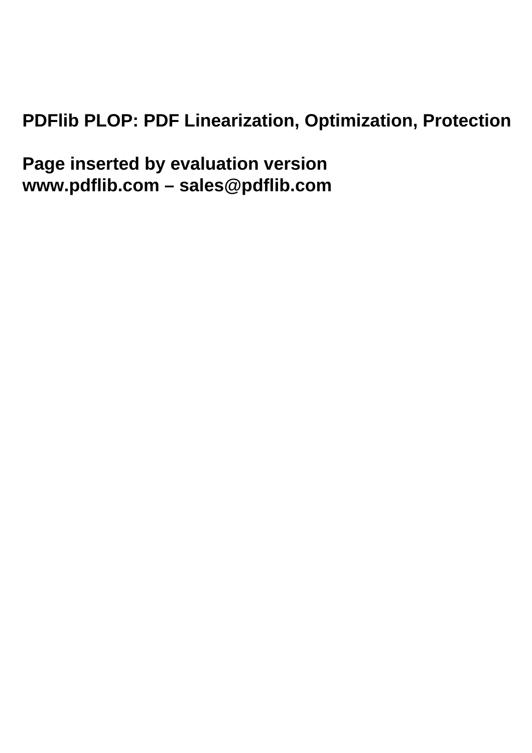**PDFlib PLOP: PDF Linearization, Optimization, Protection**

**Page inserted by evaluation version**
**www.pdflib.com – sales@pdflib.com**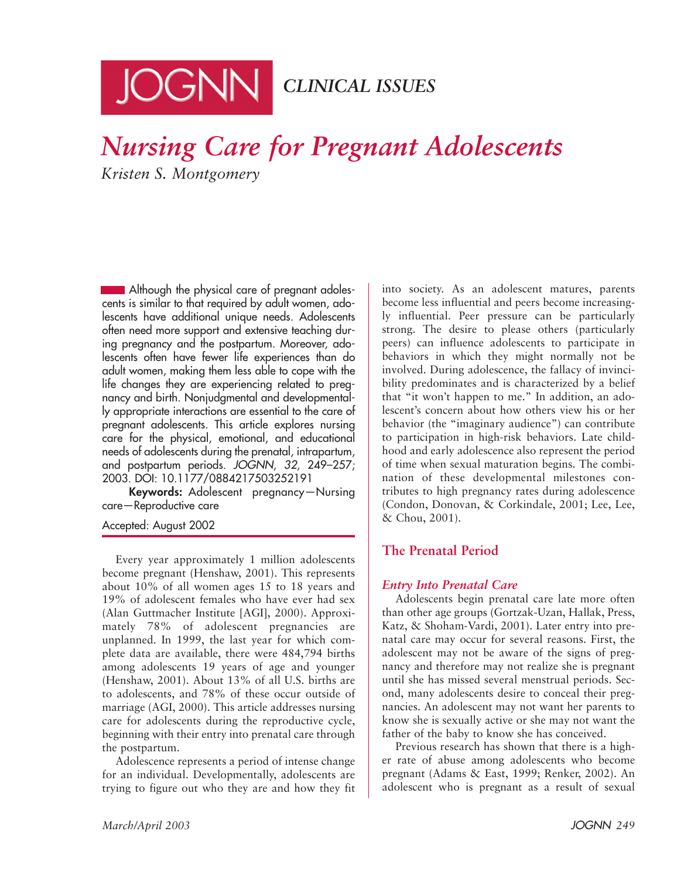CLINICAL ISSUES

# Nursing Care for Pregnant Adolescents

*Kristen S. Montgomery*

Although the physical care of pregnant adolescents is similar to that required by adult women, adolescents have additional unique needs. Adolescents often need more support and extensive teaching during pregnancy and the postpartum. Moreover, adolescents often have fewer life experiences than do adult women, making them less able to cope with the life changes they are experiencing related to pregnancy and birth. Nonjudgmental and developmentally appropriate interactions are essential to the care of pregnant adolescents. This article explores nursing care for the physical, emotional, and educational needs of adolescents during the prenatal, intrapartum, and postpartum periods. *JOGNN, 32*, 249–257; 2003. DOI: 10.1177/0884217503252191

**Keywords:** Adolescent pregnancy—Nursing care—Reproductive care

Accepted: August 2002

Every year approximately 1 million adolescents become pregnant (Henshaw, 2001). This represents about 10% of all women ages 15 to 18 years and 19% of adolescent females who have ever had sex (Alan Guttmacher Institute [AGI], 2000). Approximately 78% of adolescent pregnancies are unplanned. In 1999, the last year for which complete data are available, there were 484,794 births among adolescents 19 years of age and younger (Henshaw, 2001). About 13% of all U.S. births are to adolescents, and 78% of these occur outside of marriage (AGI, 2000). This article addresses nursing care for adolescents during the reproductive cycle, beginning with their entry into prenatal care through the postpartum.

Adolescence represents a period of intense change for an individual. Developmentally, adolescents are trying to figure out who they are and how they fit into society. As an adolescent matures, parents become less influential and peers become increasingly influential. Peer pressure can be particularly strong. The desire to please others (particularly peers) can influence adolescents to participate in behaviors in which they might normally not be involved. During adolescence, the fallacy of invincibility predominates and is characterized by a belief that "it won't happen to me." In addition, an adolescent's concern about how others view his or her behavior (the "imaginary audience") can contribute to participation in high-risk behaviors. Late childhood and early adolescence also represent the period of time when sexual maturation begins. The combination of these developmental milestones contributes to high pregnancy rates during adolescence (Condon, Donovan, & Corkindale, 2001; Lee, Lee, & Chou, 2001).

## The Prenatal Period

### *Entry Into Prenatal Care*

Adolescents begin prenatal care late more often than other age groups (Gortzak-Uzan, Hallak, Press, Katz, & Shoham-Vardi, 2001). Later entry into prenatal care may occur for several reasons. First, the adolescent may not be aware of the signs of pregnancy and therefore may not realize she is pregnant until she has missed several menstrual periods. Second, many adolescents desire to conceal their pregnancies. An adolescent may not want her parents to know she is sexually active or she may not want the father of the baby to know she has conceived.

Previous research has shown that there is a higher rate of abuse among adolescents who become pregnant (Adams & East, 1999; Renker, 2002). An adolescent who is pregnant as a result of sexual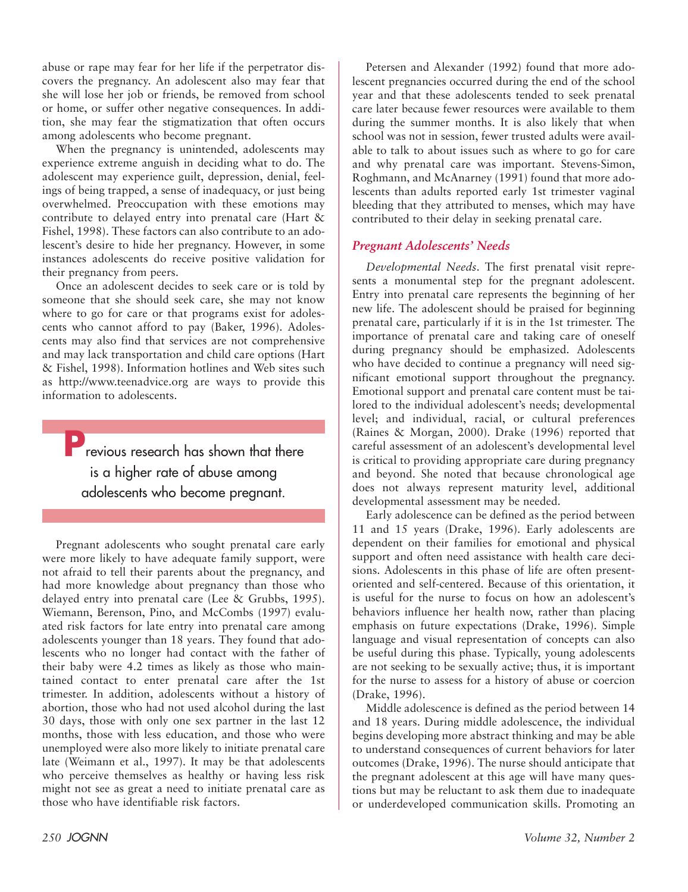abuse or rape may fear for her life if the perpetrator discovers the pregnancy. An adolescent also may fear that she will lose her job or friends, be removed from school or home, or suffer other negative consequences. In addition, she may fear the stigmatization that often occurs among adolescents who become pregnant.

When the pregnancy is unintended, adolescents may experience extreme anguish in deciding what to do. The adolescent may experience guilt, depression, denial, feelings of being trapped, a sense of inadequacy, or just being overwhelmed. Preoccupation with these emotions may contribute to delayed entry into prenatal care (Hart & Fishel, 1998). These factors can also contribute to an adolescent's desire to hide her pregnancy. However, in some instances adolescents do receive positive validation for their pregnancy from peers.

Once an adolescent decides to seek care or is told by someone that she should seek care, she may not know where to go for care or that programs exist for adolescents who cannot afford to pay (Baker, 1996). Adolescents may also find that services are not comprehensive and may lack transportation and child care options (Hart & Fishel, 1998). Information hotlines and Web sites such as http://www.teenadvice.org are ways to provide this information to adolescents.

> Previous research has shown that there is a higher rate of abuse among adolescents who become pregnant.

Pregnant adolescents who sought prenatal care early were more likely to have adequate family support, were not afraid to tell their parents about the pregnancy, and had more knowledge about pregnancy than those who delayed entry into prenatal care (Lee & Grubbs, 1995). Wiemann, Berenson, Pino, and McCombs (1997) evaluated risk factors for late entry into prenatal care among adolescents younger than 18 years. They found that adolescents who no longer had contact with the father of their baby were 4.2 times as likely as those who maintained contact to enter prenatal care after the 1st trimester. In addition, adolescents without a history of abortion, those who had not used alcohol during the last 30 days, those with only one sex partner in the last 12 months, those with less education, and those who were unemployed were also more likely to initiate prenatal care late (Weimann et al., 1997). It may be that adolescents who perceive themselves as healthy or having less risk might not see as great a need to initiate prenatal care as those who have identifiable risk factors.

Petersen and Alexander (1992) found that more adolescent pregnancies occurred during the end of the school year and that these adolescents tended to seek prenatal care later because fewer resources were available to them during the summer months. It is also likely that when school was not in session, fewer trusted adults were available to talk to about issues such as where to go for care and why prenatal care was important. Stevens-Simon, Roghmann, and McAnarney (1991) found that more adolescents than adults reported early 1st trimester vaginal bleeding that they attributed to menses, which may have contributed to their delay in seeking prenatal care.

### *Pregnant Adolescents' Needs*

*Developmental Needs*. The first prenatal visit represents a monumental step for the pregnant adolescent. Entry into prenatal care represents the beginning of her new life. The adolescent should be praised for beginning prenatal care, particularly if it is in the 1st trimester. The importance of prenatal care and taking care of oneself during pregnancy should be emphasized. Adolescents who have decided to continue a pregnancy will need significant emotional support throughout the pregnancy. Emotional support and prenatal care content must be tailored to the individual adolescent's needs; developmental level; and individual, racial, or cultural preferences (Raines & Morgan, 2000). Drake (1996) reported that careful assessment of an adolescent's developmental level is critical to providing appropriate care during pregnancy and beyond. She noted that because chronological age does not always represent maturity level, additional developmental assessment may be needed.

Early adolescence can be defined as the period between 11 and 15 years (Drake, 1996). Early adolescents are dependent on their families for emotional and physical support and often need assistance with health care decisions. Adolescents in this phase of life are often present-oriented and self-centered. Because of this orientation, it is useful for the nurse to focus on how an adolescent's behaviors influence her health now, rather than placing emphasis on future expectations (Drake, 1996). Simple language and visual representation of concepts can also be useful during this phase. Typically, young adolescents are not seeking to be sexually active; thus, it is important for the nurse to assess for a history of abuse or coercion (Drake, 1996).

Middle adolescence is defined as the period between 14 and 18 years. During middle adolescence, the individual begins developing more abstract thinking and may be able to understand consequences of current behaviors for later outcomes (Drake, 1996). The nurse should anticipate that the pregnant adolescent at this age will have many questions but may be reluctant to ask them due to inadequate or underdeveloped communication skills. Promoting an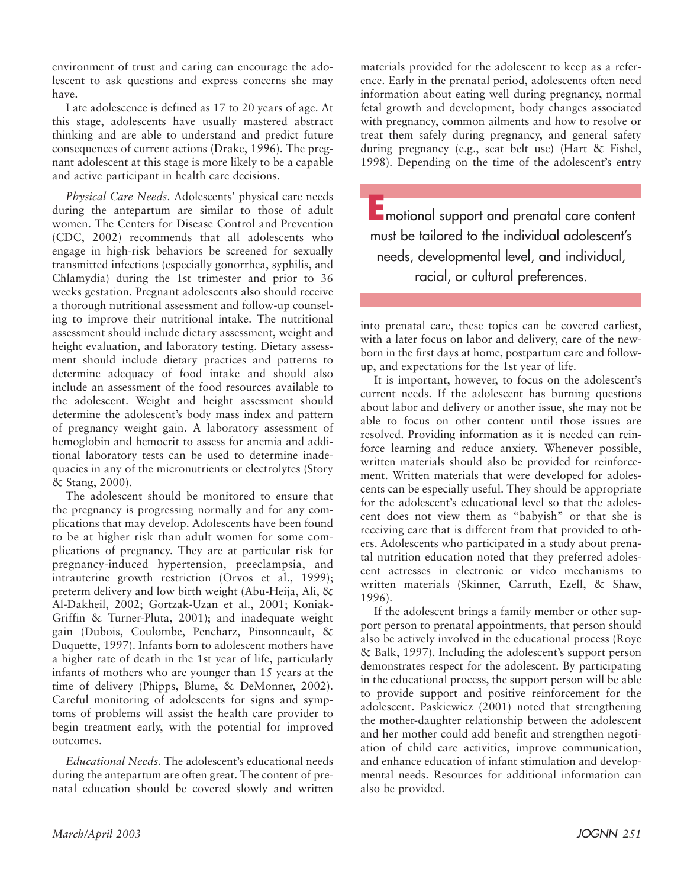environment of trust and caring can encourage the adolescent to ask questions and express concerns she may have.

Late adolescence is defined as 17 to 20 years of age. At this stage, adolescents have usually mastered abstract thinking and are able to understand and predict future consequences of current actions (Drake, 1996). The pregnant adolescent at this stage is more likely to be a capable and active participant in health care decisions.

*Physical Care Needs.* Adolescents' physical care needs during the antepartum are similar to those of adult women. The Centers for Disease Control and Prevention (CDC, 2002) recommends that all adolescents who engage in high-risk behaviors be screened for sexually transmitted infections (especially gonorrhea, syphilis, and Chlamydia) during the 1st trimester and prior to 36 weeks gestation. Pregnant adolescents also should receive a thorough nutritional assessment and follow-up counseling to improve their nutritional intake. The nutritional assessment should include dietary assessment, weight and height evaluation, and laboratory testing. Dietary assessment should include dietary practices and patterns to determine adequacy of food intake and should also include an assessment of the food resources available to the adolescent. Weight and height assessment should determine the adolescent's body mass index and pattern of pregnancy weight gain. A laboratory assessment of hemoglobin and hemocrit to assess for anemia and additional laboratory tests can be used to determine inadequacies in any of the micronutrients or electrolytes (Story & Stang, 2000).

The adolescent should be monitored to ensure that the pregnancy is progressing normally and for any complications that may develop. Adolescents have been found to be at higher risk than adult women for some complications of pregnancy. They are at particular risk for pregnancy-induced hypertension, preeclampsia, and intrauterine growth restriction (Orvos et al., 1999); preterm delivery and low birth weight (Abu-Heija, Ali, & Al-Dakheil, 2002; Gortzak-Uzan et al., 2001; Koniak-Griffin & Turner-Pluta, 2001); and inadequate weight gain (Dubois, Coulombe, Pencharz, Pinsonneault, & Duquette, 1997). Infants born to adolescent mothers have a higher rate of death in the 1st year of life, particularly infants of mothers who are younger than 15 years at the time of delivery (Phipps, Blume, & DeMonner, 2002). Careful monitoring of adolescents for signs and symptoms of problems will assist the health care provider to begin treatment early, with the potential for improved outcomes.

*Educational Needs.* The adolescent's educational needs during the antepartum are often great. The content of prenatal education should be covered slowly and written materials provided for the adolescent to keep as a reference. Early in the prenatal period, adolescents often need information about eating well during pregnancy, normal fetal growth and development, body changes associated with pregnancy, common ailments and how to resolve or treat them safely during pregnancy, and general safety during pregnancy (e.g., seat belt use) (Hart & Fishel, 1998). Depending on the time of the adolescent's entry into prenatal care, these topics can be covered earliest, with a later focus on labor and delivery, care of the newborn in the first days at home, postpartum care and follow-up, and expectations for the 1st year of life.

> Emotional support and prenatal care content must be tailored to the individual adolescent's needs, developmental level, and individual, racial, or cultural preferences.

It is important, however, to focus on the adolescent's current needs. If the adolescent has burning questions about labor and delivery or another issue, she may not be able to focus on other content until those issues are resolved. Providing information as it is needed can reinforce learning and reduce anxiety. Whenever possible, written materials should also be provided for reinforcement. Written materials that were developed for adolescents can be especially useful. They should be appropriate for the adolescent's educational level so that the adolescent does not view them as "babyish" or that she is receiving care that is different from that provided to others. Adolescents who participated in a study about prenatal nutrition education noted that they preferred adolescent actresses in electronic or video mechanisms to written materials (Skinner, Carruth, Ezell, & Shaw, 1996).

If the adolescent brings a family member or other support person to prenatal appointments, that person should also be actively involved in the educational process (Roye & Balk, 1997). Including the adolescent's support person demonstrates respect for the adolescent. By participating in the educational process, the support person will be able to provide support and positive reinforcement for the adolescent. Paskiewicz (2001) noted that strengthening the mother-daughter relationship between the adolescent and her mother could add benefit and strengthen negotiation of child care activities, improve communication, and enhance education of infant stimulation and developmental needs. Resources for additional information can also be provided.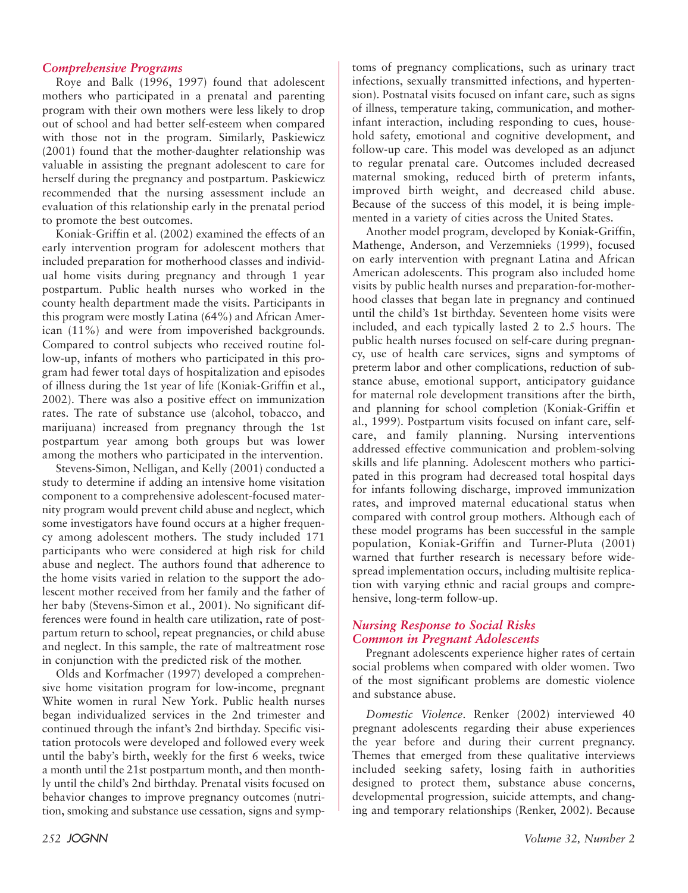### *Comprehensive Programs*

Roye and Balk (1996, 1997) found that adolescent mothers who participated in a prenatal and parenting program with their own mothers were less likely to drop out of school and had better self-esteem when compared with those not in the program. Similarly, Paskiewicz (2001) found that the mother-daughter relationship was valuable in assisting the pregnant adolescent to care for herself during the pregnancy and postpartum. Paskiewicz recommended that the nursing assessment include an evaluation of this relationship early in the prenatal period to promote the best outcomes.

Koniak-Griffin et al. (2002) examined the effects of an early intervention program for adolescent mothers that included preparation for motherhood classes and individual home visits during pregnancy and through 1 year postpartum. Public health nurses who worked in the county health department made the visits. Participants in this program were mostly Latina (64%) and African American (11%) and were from impoverished backgrounds. Compared to control subjects who received routine follow-up, infants of mothers who participated in this program had fewer total days of hospitalization and episodes of illness during the 1st year of life (Koniak-Griffin et al., 2002). There was also a positive effect on immunization rates. The rate of substance use (alcohol, tobacco, and marijuana) increased from pregnancy through the 1st postpartum year among both groups but was lower among the mothers who participated in the intervention.

Stevens-Simon, Nelligan, and Kelly (2001) conducted a study to determine if adding an intensive home visitation component to a comprehensive adolescent-focused maternity program would prevent child abuse and neglect, which some investigators have found occurs at a higher frequency among adolescent mothers. The study included 171 participants who were considered at high risk for child abuse and neglect. The authors found that adherence to the home visits varied in relation to the support the adolescent mother received from her family and the father of her baby (Stevens-Simon et al., 2001). No significant differences were found in health care utilization, rate of postpartum return to school, repeat pregnancies, or child abuse and neglect. In this sample, the rate of maltreatment rose in conjunction with the predicted risk of the mother.

Olds and Korfmacher (1997) developed a comprehensive home visitation program for low-income, pregnant White women in rural New York. Public health nurses began individualized services in the 2nd trimester and continued through the infant's 2nd birthday. Specific visitation protocols were developed and followed every week until the baby's birth, weekly for the first 6 weeks, twice a month until the 21st postpartum month, and then monthly until the child's 2nd birthday. Prenatal visits focused on behavior changes to improve pregnancy outcomes (nutrition, smoking and substance use cessation, signs and symptoms of pregnancy complications, such as urinary tract infections, sexually transmitted infections, and hypertension). Postnatal visits focused on infant care, such as signs of illness, temperature taking, communication, and mother-infant interaction, including responding to cues, household safety, emotional and cognitive development, and follow-up care. This model was developed as an adjunct to regular prenatal care. Outcomes included decreased maternal smoking, reduced birth of preterm infants, improved birth weight, and decreased child abuse. Because of the success of this model, it is being implemented in a variety of cities across the United States.

Another model program, developed by Koniak-Griffin, Mathenge, Anderson, and Verzemnieks (1999), focused on early intervention with pregnant Latina and African American adolescents. This program also included home visits by public health nurses and preparation-for-motherhood classes that began late in pregnancy and continued until the child's 1st birthday. Seventeen home visits were included, and each typically lasted 2 to 2.5 hours. The public health nurses focused on self-care during pregnancy, use of health care services, signs and symptoms of preterm labor and other complications, reduction of substance abuse, emotional support, anticipatory guidance for maternal role development transitions after the birth, and planning for school completion (Koniak-Griffin et al., 1999). Postpartum visits focused on infant care, self-care, and family planning. Nursing interventions addressed effective communication and problem-solving skills and life planning. Adolescent mothers who participated in this program had decreased total hospital days for infants following discharge, improved immunization rates, and improved maternal educational status when compared with control group mothers. Although each of these model programs has been successful in the sample population, Koniak-Griffin and Turner-Pluta (2001) warned that further research is necessary before widespread implementation occurs, including multisite replication with varying ethnic and racial groups and comprehensive, long-term follow-up.

### *Nursing Response to Social Risks Common in Pregnant Adolescents*

Pregnant adolescents experience higher rates of certain social problems when compared with older women. Two of the most significant problems are domestic violence and substance abuse.

*Domestic Violence*. Renker (2002) interviewed 40 pregnant adolescents regarding their abuse experiences the year before and during their current pregnancy. Themes that emerged from these qualitative interviews included seeking safety, losing faith in authorities designed to protect them, substance abuse concerns, developmental progression, suicide attempts, and changing and temporary relationships (Renker, 2002). Because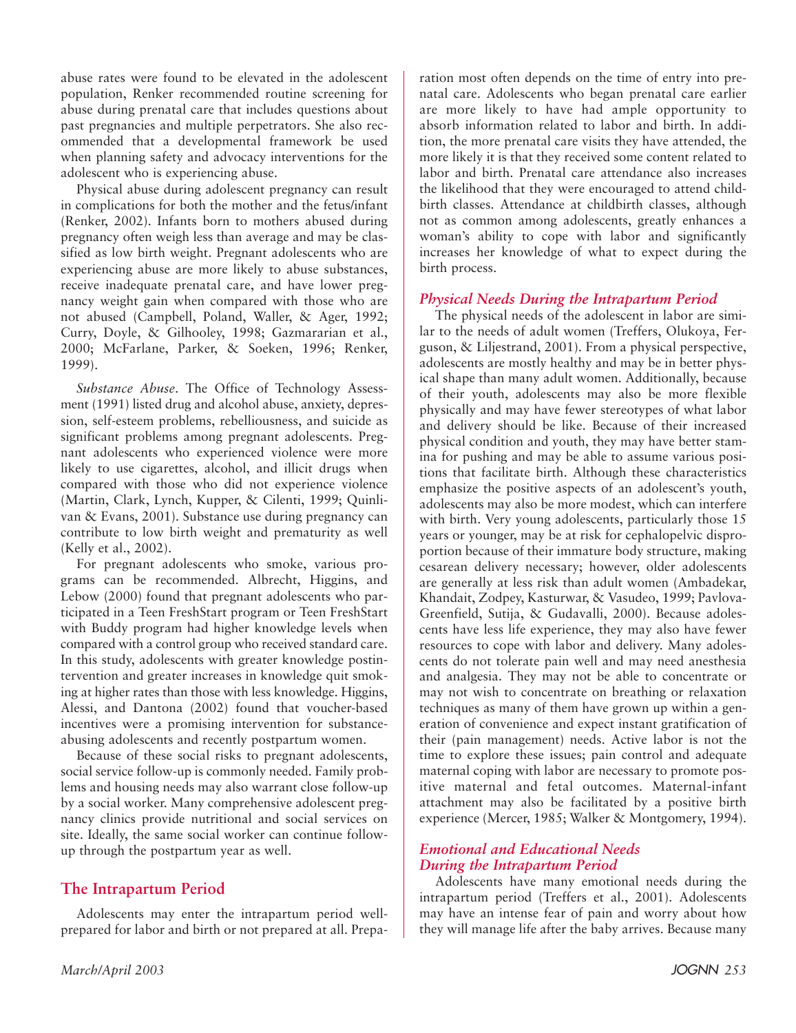abuse rates were found to be elevated in the adolescent population, Renker recommended routine screening for abuse during prenatal care that includes questions about past pregnancies and multiple perpetrators. She also recommended that a developmental framework be used when planning safety and advocacy interventions for the adolescent who is experiencing abuse.

Physical abuse during adolescent pregnancy can result in complications for both the mother and the fetus/infant (Renker, 2002). Infants born to mothers abused during pregnancy often weigh less than average and may be classified as low birth weight. Pregnant adolescents who are experiencing abuse are more likely to abuse substances, receive inadequate prenatal care, and have lower pregnancy weight gain when compared with those who are not abused (Campbell, Poland, Waller, & Ager, 1992; Curry, Doyle, & Gilhooley, 1998; Gazmararian et al., 2000; McFarlane, Parker, & Soeken, 1996; Renker, 1999).

*Substance Abuse*. The Office of Technology Assessment (1991) listed drug and alcohol abuse, anxiety, depression, self-esteem problems, rebelliousness, and suicide as significant problems among pregnant adolescents. Pregnant adolescents who experienced violence were more likely to use cigarettes, alcohol, and illicit drugs when compared with those who did not experience violence (Martin, Clark, Lynch, Kupper, & Cilenti, 1999; Quinlivan & Evans, 2001). Substance use during pregnancy can contribute to low birth weight and prematurity as well (Kelly et al., 2002).

For pregnant adolescents who smoke, various programs can be recommended. Albrecht, Higgins, and Lebow (2000) found that pregnant adolescents who participated in a Teen FreshStart program or Teen FreshStart with Buddy program had higher knowledge levels when compared with a control group who received standard care. In this study, adolescents with greater knowledge postintervention and greater increases in knowledge quit smoking at higher rates than those with less knowledge. Higgins, Alessi, and Dantona (2002) found that voucher-based incentives were a promising intervention for substance-abusing adolescents and recently postpartum women.

Because of these social risks to pregnant adolescents, social service follow-up is commonly needed. Family problems and housing needs may also warrant close follow-up by a social worker. Many comprehensive adolescent pregnancy clinics provide nutritional and social services on site. Ideally, the same social worker can continue follow-up through the postpartum year as well.

## The Intrapartum Period

Adolescents may enter the intrapartum period well-prepared for labor and birth or not prepared at all. Preparation most often depends on the time of entry into prenatal care. Adolescents who began prenatal care earlier are more likely to have had ample opportunity to absorb information related to labor and birth. In addition, the more prenatal care visits they have attended, the more likely it is that they received some content related to labor and birth. Prenatal care attendance also increases the likelihood that they were encouraged to attend childbirth classes. Attendance at childbirth classes, although not as common among adolescents, greatly enhances a woman's ability to cope with labor and significantly increases her knowledge of what to expect during the birth process.

### *Physical Needs During the Intrapartum Period*

The physical needs of the adolescent in labor are similar to the needs of adult women (Treffers, Olukoya, Ferguson, & Liljestrand, 2001). From a physical perspective, adolescents are mostly healthy and may be in better physical shape than many adult women. Additionally, because of their youth, adolescents may also be more flexible physically and may have fewer stereotypes of what labor and delivery should be like. Because of their increased physical condition and youth, they may have better stamina for pushing and may be able to assume various positions that facilitate birth. Although these characteristics emphasize the positive aspects of an adolescent's youth, adolescents may also be more modest, which can interfere with birth. Very young adolescents, particularly those 15 years or younger, may be at risk for cephalopelvic disproportion because of their immature body structure, making cesarean delivery necessary; however, older adolescents are generally at less risk than adult women (Ambadekar, Khandait, Zodpey, Kasturwar, & Vasudeo, 1999; Pavlova-Greenfield, Sutija, & Gudavalli, 2000). Because adolescents have less life experience, they may also have fewer resources to cope with labor and delivery. Many adolescents do not tolerate pain well and may need anesthesia and analgesia. They may not be able to concentrate or may not wish to concentrate on breathing or relaxation techniques as many of them have grown up within a generation of convenience and expect instant gratification of their (pain management) needs. Active labor is not the time to explore these issues; pain control and adequate maternal coping with labor are necessary to promote positive maternal and fetal outcomes. Maternal-infant attachment may also be facilitated by a positive birth experience (Mercer, 1985; Walker & Montgomery, 1994).

### *Emotional and Educational Needs During the Intrapartum Period*

Adolescents have many emotional needs during the intrapartum period (Treffers et al., 2001). Adolescents may have an intense fear of pain and worry about how they will manage life after the baby arrives. Because many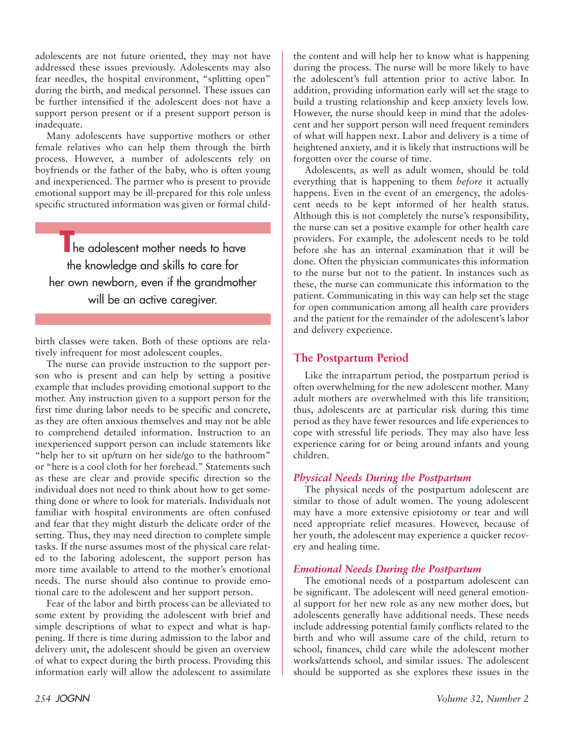adolescents are not future oriented, they may not have addressed these issues previously. Adolescents may also fear needles, the hospital environment, "splitting open" during the birth, and medical personnel. These issues can be further intensified if the adolescent does not have a support person present or if a present support person is inadequate.

Many adolescents have supportive mothers or other female relatives who can help them through the birth process. However, a number of adolescents rely on boyfriends or the father of the baby, who is often young and inexperienced. The partner who is present to provide emotional support may be ill-prepared for this role unless specific structured information was given or formal childbirth classes were taken. Both of these options are relatively infrequent for most adolescent couples.

> The adolescent mother needs to have the knowledge and skills to care for her own newborn, even if the grandmother will be an active caregiver.

The nurse can provide instruction to the support person who is present and can help by setting a positive example that includes providing emotional support to the mother. Any instruction given to a support person for the first time during labor needs to be specific and concrete, as they are often anxious themselves and may not be able to comprehend detailed information. Instruction to an inexperienced support person can include statements like "help her to sit up/turn on her side/go to the bathroom" or "here is a cool cloth for her forehead." Statements such as these are clear and provide specific direction so the individual does not need to think about how to get something done or where to look for materials. Individuals not familiar with hospital environments are often confused and fear that they might disturb the delicate order of the setting. Thus, they may need direction to complete simple tasks. If the nurse assumes most of the physical care related to the laboring adolescent, the support person has more time available to attend to the mother's emotional needs. The nurse should also continue to provide emotional care to the adolescent and her support person.

Fear of the labor and birth process can be alleviated to some extent by providing the adolescent with brief and simple descriptions of what to expect and what is happening. If there is time during admission to the labor and delivery unit, the adolescent should be given an overview of what to expect during the birth process. Providing this information early will allow the adolescent to assimilate the content and will help her to know what is happening during the process. The nurse will be more likely to have the adolescent's full attention prior to active labor. In addition, providing information early will set the stage to build a trusting relationship and keep anxiety levels low. However, the nurse should keep in mind that the adolescent and her support person will need frequent reminders of what will happen next. Labor and delivery is a time of heightened anxiety, and it is likely that instructions will be forgotten over the course of time.

Adolescents, as well as adult women, should be told everything that is happening to them *before* it actually happens. Even in the event of an emergency, the adolescent needs to be kept informed of her health status. Although this is not completely the nurse's responsibility, the nurse can set a positive example for other health care providers. For example, the adolescent needs to be told before she has an internal examination that it will be done. Often the physician communicates this information to the nurse but not to the patient. In instances such as these, the nurse can communicate this information to the patient. Communicating in this way can help set the stage for open communication among all health care providers and the patient for the remainder of the adolescent's labor and delivery experience.

## The Postpartum Period

Like the intrapartum period, the postpartum period is often overwhelming for the new adolescent mother. Many adult mothers are overwhelmed with this life transition; thus, adolescents are at particular risk during this time period as they have fewer resources and life experiences to cope with stressful life periods. They may also have less experience caring for or being around infants and young children.

### *Physical Needs During the Postpartum*

The physical needs of the postpartum adolescent are similar to those of adult women. The young adolescent may have a more extensive episiotomy or tear and will need appropriate relief measures. However, because of her youth, the adolescent may experience a quicker recovery and healing time.

### *Emotional Needs During the Postpartum*

The emotional needs of a postpartum adolescent can be significant. The adolescent will need general emotional support for her new role as any new mother does, but adolescents generally have additional needs. These needs include addressing potential family conflicts related to the birth and who will assume care of the child, return to school, finances, child care while the adolescent mother works/attends school, and similar issues. The adolescent should be supported as she explores these issues in the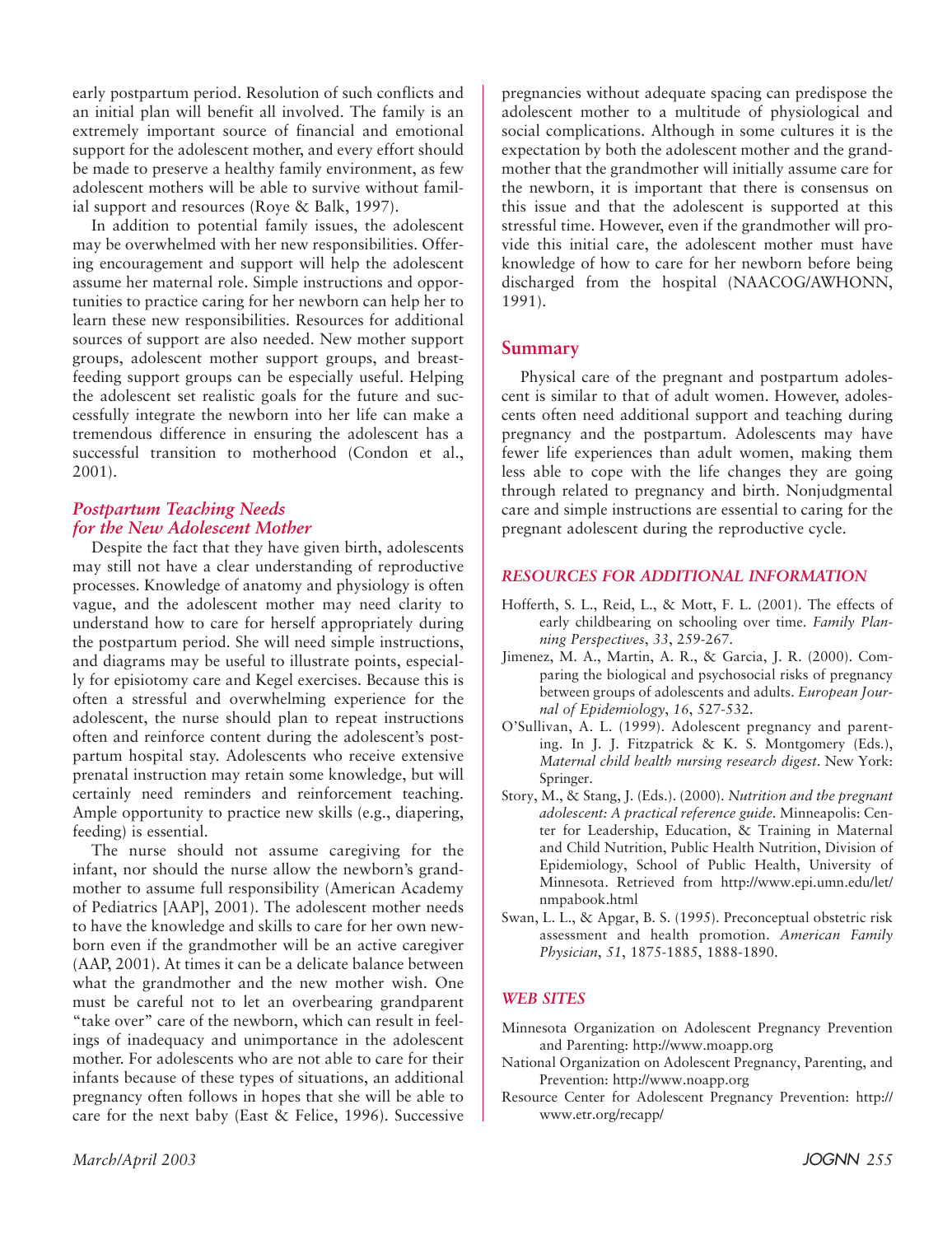early postpartum period. Resolution of such conflicts and an initial plan will benefit all involved. The family is an extremely important source of financial and emotional support for the adolescent mother, and every effort should be made to preserve a healthy family environment, as few adolescent mothers will be able to survive without familial support and resources (Roye & Balk, 1997).

In addition to potential family issues, the adolescent may be overwhelmed with her new responsibilities. Offering encouragement and support will help the adolescent assume her maternal role. Simple instructions and opportunities to practice caring for her newborn can help her to learn these new responsibilities. Resources for additional sources of support are also needed. New mother support groups, adolescent mother support groups, and breastfeeding support groups can be especially useful. Helping the adolescent set realistic goals for the future and successfully integrate the newborn into her life can make a tremendous difference in ensuring the adolescent has a successful transition to motherhood (Condon et al., 2001).

### *Postpartum Teaching Needs for the New Adolescent Mother*

Despite the fact that they have given birth, adolescents may still not have a clear understanding of reproductive processes. Knowledge of anatomy and physiology is often vague, and the adolescent mother may need clarity to understand how to care for herself appropriately during the postpartum period. She will need simple instructions, and diagrams may be useful to illustrate points, especially for episiotomy care and Kegel exercises. Because this is often a stressful and overwhelming experience for the adolescent, the nurse should plan to repeat instructions often and reinforce content during the adolescent's postpartum hospital stay. Adolescents who receive extensive prenatal instruction may retain some knowledge, but will certainly need reminders and reinforcement teaching. Ample opportunity to practice new skills (e.g., diapering, feeding) is essential.

The nurse should not assume caregiving for the infant, nor should the nurse allow the newborn's grandmother to assume full responsibility (American Academy of Pediatrics [AAP], 2001). The adolescent mother needs to have the knowledge and skills to care for her own newborn even if the grandmother will be an active caregiver (AAP, 2001). At times it can be a delicate balance between what the grandmother and the new mother wish. One must be careful not to let an overbearing grandparent "take over" care of the newborn, which can result in feelings of inadequacy and unimportance in the adolescent mother. For adolescents who are not able to care for their infants because of these types of situations, an additional pregnancy often follows in hopes that she will be able to care for the next baby (East & Felice, 1996). Successive pregnancies without adequate spacing can predispose the adolescent mother to a multitude of physiological and social complications. Although in some cultures it is the expectation by both the adolescent mother and the grandmother that the grandmother will initially assume care for the newborn, it is important that there is consensus on this issue and that the adolescent is supported at this stressful time. However, even if the grandmother will provide this initial care, the adolescent mother must have knowledge of how to care for her newborn before being discharged from the hospital (NAACOG/AWHONN, 1991).

## Summary

Physical care of the pregnant and postpartum adolescent is similar to that of adult women. However, adolescents often need additional support and teaching during pregnancy and the postpartum. Adolescents may have fewer life experiences than adult women, making them less able to cope with the life changes they are going through related to pregnancy and birth. Nonjudgmental care and simple instructions are essential to caring for the pregnant adolescent during the reproductive cycle.

### *RESOURCES FOR ADDITIONAL INFORMATION*

Hofferth, S. L., Reid, L., & Mott, F. L. (2001). The effects of early childbearing on schooling over time. *Family Planning Perspectives*, *33*, 259-267.

Jimenez, M. A., Martin, A. R., & Garcia, J. R. (2000). Comparing the biological and psychosocial risks of pregnancy between groups of adolescents and adults. *European Journal of Epidemiology*, *16*, 527-532.

O'Sullivan, A. L. (1999). Adolescent pregnancy and parenting. In J. J. Fitzpatrick & K. S. Montgomery (Eds.), *Maternal child health nursing research digest*. New York: Springer.

Story, M., & Stang, J. (Eds.). (2000). *Nutrition and the pregnant adolescent: A practical reference guide*. Minneapolis: Center for Leadership, Education, & Training in Maternal and Child Nutrition, Public Health Nutrition, Division of Epidemiology, School of Public Health, University of Minnesota. Retrieved from http://www.epi.umn.edu/let/nmpabook.html

Swan, L. L., & Apgar, B. S. (1995). Preconceptual obstetric risk assessment and health promotion. *American Family Physician*, *51*, 1875-1885, 1888-1890.

### *WEB SITES*

Minnesota Organization on Adolescent Pregnancy Prevention and Parenting: http://www.moapp.org

National Organization on Adolescent Pregnancy, Parenting, and Prevention: http://www.noapp.org

Resource Center for Adolescent Pregnancy Prevention: http://www.etr.org/recapp/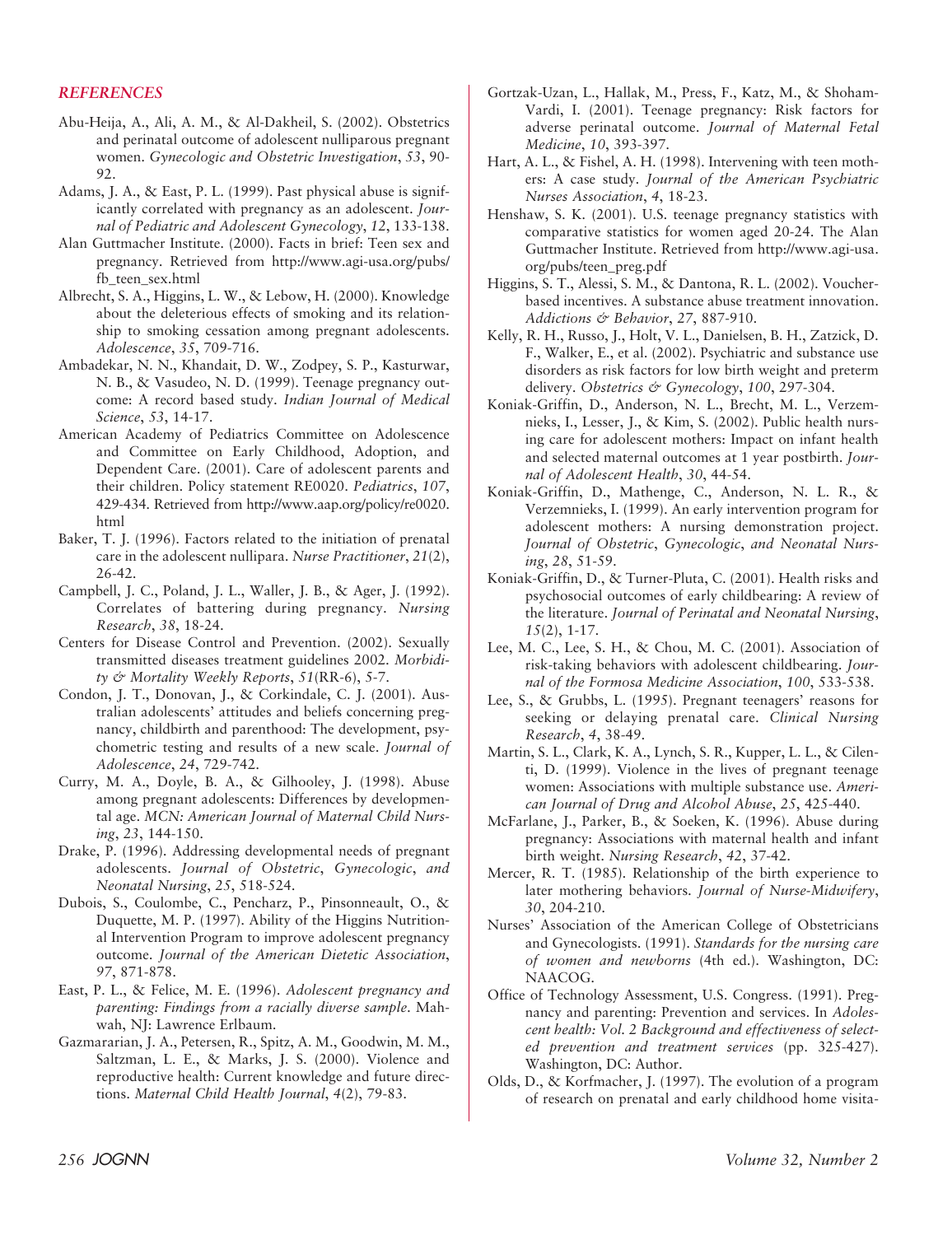## REFERENCES

Abu-Heija, A., Ali, A. M., & Al-Dakheil, S. (2002). Obstetrics and perinatal outcome of adolescent nulliparous pregnant women. *Gynecologic and Obstetric Investigation*, *53*, 90-92.

Adams, J. A., & East, P. L. (1999). Past physical abuse is significantly correlated with pregnancy as an adolescent. *Journal of Pediatric and Adolescent Gynecology*, *12*, 133-138.

Alan Guttmacher Institute. (2000). Facts in brief: Teen sex and pregnancy. Retrieved from http://www.agi-usa.org/pubs/fb_teen_sex.html

Albrecht, S. A., Higgins, L. W., & Lebow, H. (2000). Knowledge about the deleterious effects of smoking and its relationship to smoking cessation among pregnant adolescents. *Adolescence*, *35*, 709-716.

Ambadekar, N. N., Khandait, D. W., Zodpey, S. P., Kasturwar, N. B., & Vasudeo, N. D. (1999). Teenage pregnancy outcome: A record based study. *Indian Journal of Medical Science*, *53*, 14-17.

American Academy of Pediatrics Committee on Adolescence and Committee on Early Childhood, Adoption, and Dependent Care. (2001). Care of adolescent parents and their children. Policy statement RE0020. *Pediatrics*, *107*, 429-434. Retrieved from http://www.aap.org/policy/re0020.html

Baker, T. J. (1996). Factors related to the initiation of prenatal care in the adolescent nullipara. *Nurse Practitioner*, *21*(2), 26-42.

Campbell, J. C., Poland, J. L., Waller, J. B., & Ager, J. (1992). Correlates of battering during pregnancy. *Nursing Research*, *38*, 18-24.

Centers for Disease Control and Prevention. (2002). Sexually transmitted diseases treatment guidelines 2002. *Morbidity & Mortality Weekly Reports*, *51*(RR-6), 5-7.

Condon, J. T., Donovan, J., & Corkindale, C. J. (2001). Australian adolescents' attitudes and beliefs concerning pregnancy, childbirth and parenthood: The development, psychometric testing and results of a new scale. *Journal of Adolescence*, *24*, 729-742.

Curry, M. A., Doyle, B. A., & Gilhooley, J. (1998). Abuse among pregnant adolescents: Differences by developmental age. *MCN: American Journal of Maternal Child Nursing*, *23*, 144-150.

Drake, P. (1996). Addressing developmental needs of pregnant adolescents. *Journal of Obstetric, Gynecologic, and Neonatal Nursing*, *25*, 518-524.

Dubois, S., Coulombe, C., Pencharz, P., Pinsonneault, O., & Duquette, M. P. (1997). Ability of the Higgins Nutritional Intervention Program to improve adolescent pregnancy outcome. *Journal of the American Dietetic Association*, *97*, 871-878.

East, P. L., & Felice, M. E. (1996). *Adolescent pregnancy and parenting: Findings from a racially diverse sample*. Mahwah, NJ: Lawrence Erlbaum.

Gazmararian, J. A., Petersen, R., Spitz, A. M., Goodwin, M. M., Saltzman, L. E., & Marks, J. S. (2000). Violence and reproductive health: Current knowledge and future directions. *Maternal Child Health Journal*, *4*(2), 79-83.

Gortzak-Uzan, L., Hallak, M., Press, F., Katz, M., & Shoham-Vardi, I. (2001). Teenage pregnancy: Risk factors for adverse perinatal outcome. *Journal of Maternal Fetal Medicine*, *10*, 393-397.

Hart, A. L., & Fishel, A. H. (1998). Intervening with teen mothers: A case study. *Journal of the American Psychiatric Nurses Association*, *4*, 18-23.

Henshaw, S. K. (2001). U.S. teenage pregnancy statistics with comparative statistics for women aged 20-24. The Alan Guttmacher Institute. Retrieved from http://www.agi-usa.org/pubs/teen_preg.pdf

Higgins, S. T., Alessi, S. M., & Dantona, R. L. (2002). Voucher-based incentives. A substance abuse treatment innovation. *Addictions & Behavior*, *27*, 887-910.

Kelly, R. H., Russo, J., Holt, V. L., Danielsen, B. H., Zatzick, D. F., Walker, E., et al. (2002). Psychiatric and substance use disorders as risk factors for low birth weight and preterm delivery. *Obstetrics & Gynecology*, *100*, 297-304.

Koniak-Griffin, D., Anderson, N. L., Brecht, M. L., Verzemnieks, I., Lesser, J., & Kim, S. (2002). Public health nursing care for adolescent mothers: Impact on infant health and selected maternal outcomes at 1 year postbirth. *Journal of Adolescent Health*, *30*, 44-54.

Koniak-Griffin, D., Mathenge, C., Anderson, N. L. R., & Verzemnieks, I. (1999). An early intervention program for adolescent mothers: A nursing demonstration project. *Journal of Obstetric, Gynecologic, and Neonatal Nursing*, *28*, 51-59.

Koniak-Griffin, D., & Turner-Pluta, C. (2001). Health risks and psychosocial outcomes of early childbearing: A review of the literature. *Journal of Perinatal and Neonatal Nursing*, *15*(2), 1-17.

Lee, M. C., Lee, S. H., & Chou, M. C. (2001). Association of risk-taking behaviors with adolescent childbearing. *Journal of the Formosa Medicine Association*, *100*, 533-538.

Lee, S., & Grubbs, L. (1995). Pregnant teenagers' reasons for seeking or delaying prenatal care. *Clinical Nursing Research*, *4*, 38-49.

Martin, S. L., Clark, K. A., Lynch, S. R., Kupper, L. L., & Cilenti, D. (1999). Violence in the lives of pregnant teenage women: Associations with multiple substance use. *American Journal of Drug and Alcohol Abuse*, *25*, 425-440.

McFarlane, J., Parker, B., & Soeken, K. (1996). Abuse during pregnancy: Associations with maternal health and infant birth weight. *Nursing Research*, *42*, 37-42.

Mercer, R. T. (1985). Relationship of the birth experience to later mothering behaviors. *Journal of Nurse-Midwifery*, *30*, 204-210.

Nurses' Association of the American College of Obstetricians and Gynecologists. (1991). *Standards for the nursing care of women and newborns* (4th ed.). Washington, DC: NAACOG.

Office of Technology Assessment, U.S. Congress. (1991). Pregnancy and parenting: Prevention and services. In *Adolescent health: Vol. 2 Background and effectiveness of selected prevention and treatment services* (pp. 325-427). Washington, DC: Author.

Olds, D., & Korfmacher, J. (1997). The evolution of a program of research on prenatal and early childhood home visita-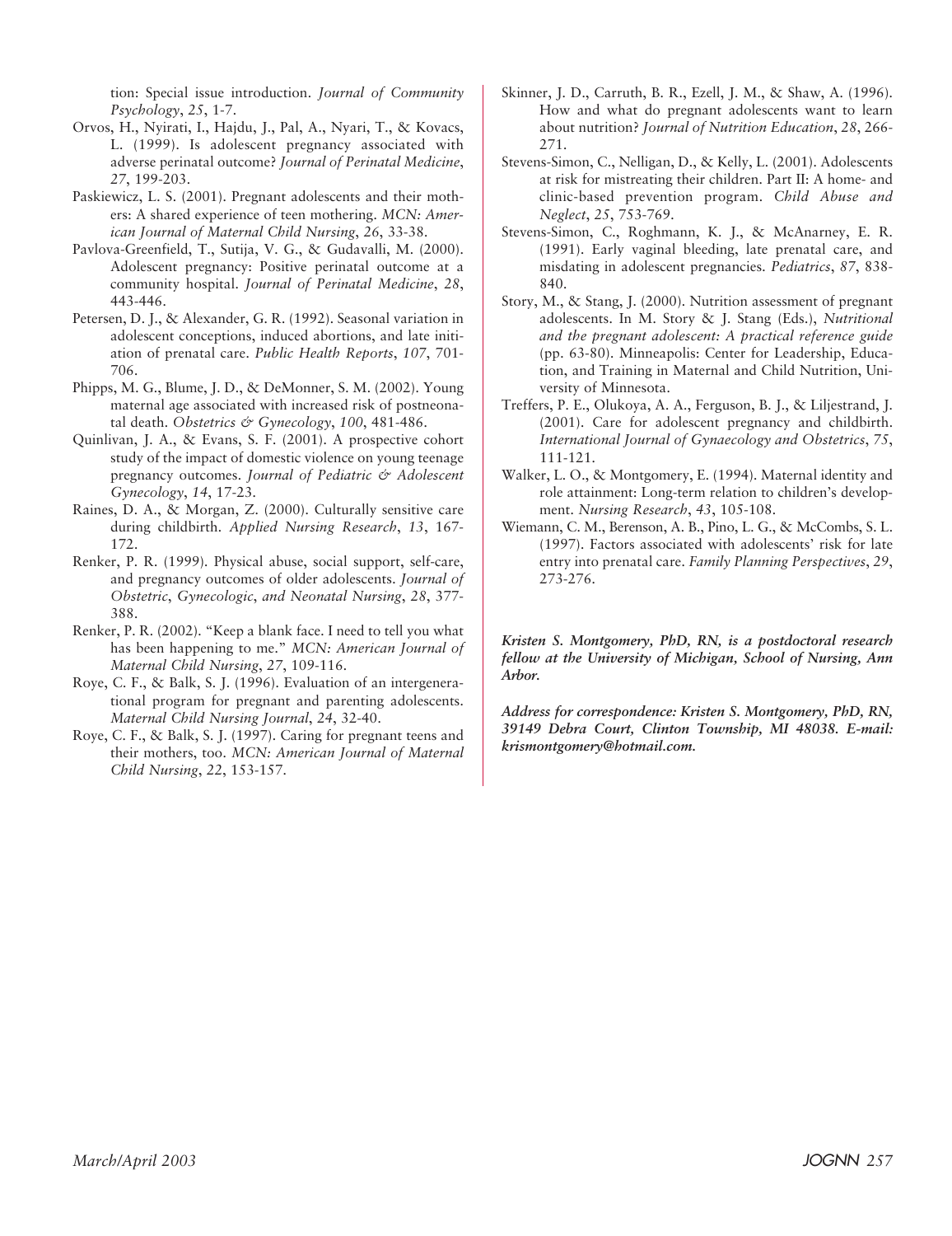tion: Special issue introduction. *Journal of Community Psychology*, *25*, 1-7.

Orvos, H., Nyirati, I., Hajdu, J., Pal, A., Nyari, T., & Kovacs, L. (1999). Is adolescent pregnancy associated with adverse perinatal outcome? *Journal of Perinatal Medicine*, *27*, 199-203.

Paskiewicz, L. S. (2001). Pregnant adolescents and their mothers: A shared experience of teen mothering. *MCN: American Journal of Maternal Child Nursing*, *26*, 33-38.

Pavlova-Greenfield, T., Sutija, V. G., & Gudavalli, M. (2000). Adolescent pregnancy: Positive perinatal outcome at a community hospital. *Journal of Perinatal Medicine*, *28*, 443-446.

Petersen, D. J., & Alexander, G. R. (1992). Seasonal variation in adolescent conceptions, induced abortions, and late initiation of prenatal care. *Public Health Reports*, *107*, 701-706.

Phipps, M. G., Blume, J. D., & DeMonner, S. M. (2002). Young maternal age associated with increased risk of postneonatal death. *Obstetrics & Gynecology*, *100*, 481-486.

Quinlivan, J. A., & Evans, S. F. (2001). A prospective cohort study of the impact of domestic violence on young teenage pregnancy outcomes. *Journal of Pediatric & Adolescent Gynecology*, *14*, 17-23.

Raines, D. A., & Morgan, Z. (2000). Culturally sensitive care during childbirth. *Applied Nursing Research*, *13*, 167-172.

Renker, P. R. (1999). Physical abuse, social support, self-care, and pregnancy outcomes of older adolescents. *Journal of Obstetric, Gynecologic, and Neonatal Nursing*, *28*, 377-388.

Renker, P. R. (2002). "Keep a blank face. I need to tell you what has been happening to me." *MCN: American Journal of Maternal Child Nursing*, *27*, 109-116.

Roye, C. F., & Balk, S. J. (1996). Evaluation of an intergenerational program for pregnant and parenting adolescents. *Maternal Child Nursing Journal*, *24*, 32-40.

Roye, C. F., & Balk, S. J. (1997). Caring for pregnant teens and their mothers, too. *MCN: American Journal of Maternal Child Nursing*, *22*, 153-157.

Skinner, J. D., Carruth, B. R., Ezell, J. M., & Shaw, A. (1996). How and what do pregnant adolescents want to learn about nutrition? *Journal of Nutrition Education*, *28*, 266-271.

Stevens-Simon, C., Nelligan, D., & Kelly, L. (2001). Adolescents at risk for mistreating their children. Part II: A home- and clinic-based prevention program. *Child Abuse and Neglect*, *25*, 753-769.

Stevens-Simon, C., Roghmann, K. J., & McAnarney, E. R. (1991). Early vaginal bleeding, late prenatal care, and misdating in adolescent pregnancies. *Pediatrics*, *87*, 838-840.

Story, M., & Stang, J. (2000). Nutrition assessment of pregnant adolescents. In M. Story & J. Stang (Eds.), *Nutritional and the pregnant adolescent: A practical reference guide* (pp. 63-80). Minneapolis: Center for Leadership, Education, and Training in Maternal and Child Nutrition, University of Minnesota.

Treffers, P. E., Olukoya, A. A., Ferguson, B. J., & Liljestrand, J. (2001). Care for adolescent pregnancy and childbirth. *International Journal of Gynaecology and Obstetrics*, *75*, 111-121.

Walker, L. O., & Montgomery, E. (1994). Maternal identity and role attainment: Long-term relation to children's development. *Nursing Research*, *43*, 105-108.

Wiemann, C. M., Berenson, A. B., Pino, L. G., & McCombs, S. L. (1997). Factors associated with adolescents' risk for late entry into prenatal care. *Family Planning Perspectives*, *29*, 273-276.

***Kristen S. Montgomery, PhD, RN, is a postdoctoral research fellow at the University of Michigan, School of Nursing, Ann Arbor.***

***Address for correspondence: Kristen S. Montgomery, PhD, RN, 39149 Debra Court, Clinton Township, MI 48038. E-mail: krismontgomery@hotmail.com.***